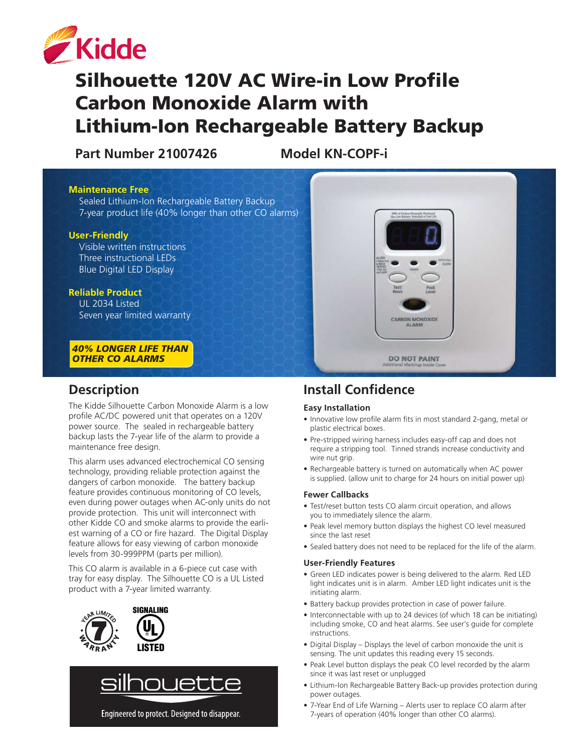Kidde

# Silhouette 120V AC Wire-in Low Profile Carbon Monoxide Alarm with Lithium-Ion Rechargeable Battery Backup

**Part Number 21007426** **Model KN-COPF-i**

**Maintenance Free**
Sealed Lithium-Ion Rechargeable Battery Backup
7-year product life (40% longer than other CO alarms)

**User-Friendly**
Visible written instructions
Three instructional LEDs
Blue Digital LED Display

**Reliable Product**
UL 2034 Listed
Seven year limited warranty

***40% LONGER LIFE THAN OTHER CO ALARMS***

## Description

The Kidde Silhouette Carbon Monoxide Alarm is a low profile AC/DC powered unit that operates on a 120V power source. The sealed in rechargeable battery backup lasts the 7-year life of the alarm to provide a maintenance free design.

This alarm uses advanced electrochemical CO sensing technology, providing reliable protection against the dangers of carbon monoxide. The battery backup feature provides continuous monitoring of CO levels, even during power outages when AC-only units do not provide protection. This unit will interconnect with other Kidde CO and smoke alarms to provide the earliest warning of a CO or fire hazard. The Digital Display feature allows for easy viewing of carbon monoxide levels from 30-999PPM (parts per million).

This CO alarm is available in a 6-piece cut case with tray for easy display. The Silhouette CO is a UL Listed product with a 7-year limited warranty.

7 YEAR LIMITED WARRANTY

SIGNALING UL LISTED

silhouette

Engineered to protect. Designed to disappear.

## Install Confidence

### Easy Installation

- Innovative low profile alarm fits in most standard 2-gang, metal or plastic electrical boxes.
- Pre-stripped wiring harness includes easy-off cap and does not require a stripping tool. Tinned strands increase conductivity and wire nut grip.
- Rechargeable battery is turned on automatically when AC power is supplied. (allow unit to charge for 24 hours on initial power up)

### Fewer Callbacks

- Test/reset button tests CO alarm circuit operation, and allows you to immediately silence the alarm.
- Peak level memory button displays the highest CO level measured since the last reset
- Sealed battery does not need to be replaced for the life of the alarm.

### User-Friendly Features

- Green LED indicates power is being delivered to the alarm. Red LED light indicates unit is in alarm. Amber LED light indicates unit is the initiating alarm.
- Battery backup provides protection in case of power failure.
- Interconnectable with up to 24 devices (of which 18 can be initiating) including smoke, CO and heat alarms. See user's guide for complete instructions.
- Digital Display – Displays the level of carbon monoxide the unit is sensing. The unit updates this reading every 15 seconds.
- Peak Level button displays the peak CO level recorded by the alarm since it was last reset or unplugged
- Lithium-Ion Rechargeable Battery Back-up provides protection during power outages.
- 7-Year End of Life Warning – Alerts user to replace CO alarm after 7-years of operation (40% longer than other CO alarms).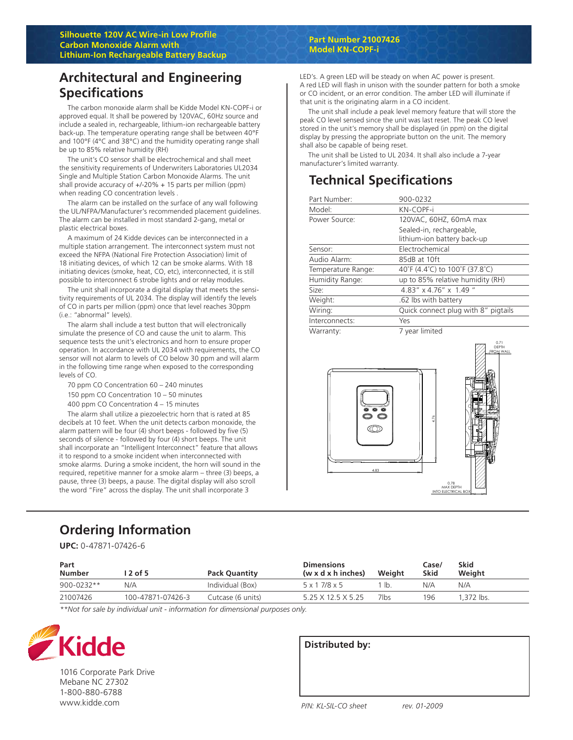**Silhouette 120V AC Wire-in Low Profile Carbon Monoxide Alarm with Lithium-Ion Rechargeable Battery Backup**

**Part Number 21007426**
**Model KN-COPF-i**

## Architectural and Engineering Specifications

The carbon monoxide alarm shall be Kidde Model KN-COPF-i or approved equal. It shall be powered by 120VAC, 60Hz source and include a sealed in, rechargeable, lithium-ion rechargeable battery back-up. The temperature operating range shall be between 40°F and 100°F (4°C and 38°C) and the humidity operating range shall be up to 85% relative humidity (RH)

The unit's CO sensor shall be electrochemical and shall meet the sensitivity requirements of Underwriters Laboratories UL2034 Single and Multiple Station Carbon Monoxide Alarms. The unit shall provide accuracy of +/-20% + 15 parts per million (ppm) when reading CO concentration levels .

The alarm can be installed on the surface of any wall following the UL/NFPA/Manufacturer's recommended placement guidelines. The alarm can be installed in most standard 2-gang, metal or plastic electrical boxes.

A maximum of 24 Kidde devices can be interconnected in a multiple station arrangement. The interconnect system must not exceed the NFPA (National Fire Protection Association) limit of 18 initiating devices, of which 12 can be smoke alarms. With 18 initiating devices (smoke, heat, CO, etc), interconnected, it is still possible to interconnect 6 strobe lights and or relay modules.

The unit shall incorporate a digital display that meets the sensitivity requirements of UL 2034. The display will identify the levels of CO in parts per million (ppm) once that level reaches 30ppm (i.e.: "abnormal" levels).

The alarm shall include a test button that will electronically simulate the presence of CO and cause the unit to alarm. This sequence tests the unit's electronics and horn to ensure proper operation. In accordance with UL 2034 with requirements, the CO sensor will not alarm to levels of CO below 30 ppm and will alarm in the following time range when exposed to the corresponding levels of CO.

70 ppm CO Concentration 60 – 240 minutes

150 ppm CO Concentration 10 – 50 minutes

400 ppm CO Concentration 4 – 15 minutes

The alarm shall utilize a piezoelectric horn that is rated at 85 decibels at 10 feet. When the unit detects carbon monoxide, the alarm pattern will be four (4) short beeps - followed by five (5) seconds of silence - followed by four (4) short beeps. The unit shall incorporate an "Intelligent Interconnect" feature that allows it to respond to a smoke incident when interconnected with smoke alarms. During a smoke incident, the horn will sound in the required, repetitive manner for a smoke alarm – three (3) beeps, a pause, three (3) beeps, a pause. The digital display will also scroll the word "Fire" across the display. The unit shall incorporate 3 LED's. A green LED will be steady on when AC power is present. A red LED will flash in unison with the sounder pattern for both a smoke or CO incident, or an error condition. The amber LED will illuminate if that unit is the originating alarm in a CO incident.

The unit shall include a peak level memory feature that will store the peak CO level sensed since the unit was last reset. The peak CO level stored in the unit's memory shall be displayed (in ppm) on the digital display by pressing the appropriate button on the unit. The memory shall also be capable of being reset.

The unit shall be Listed to UL 2034. It shall also include a 7-year manufacturer's limited warranty.

## Technical Specifications

| | |
|---|---|
| Part Number: | 900-0232 |
| Model: | KN-COPF-i |
| Power Source: | 120VAC, 60HZ, 60mA max<br>Sealed-in, rechargeable, lithium-ion battery back-up |
| Sensor: | Electrochemical |
| Audio Alarm: | 85dB at 10ft |
| Temperature Range: | 40˚F (4.4˚C) to 100˚F (37.8˚C) |
| Humidity Range: | up to 85% relative humidity (RH) |
| Size: | 4.83" x 4.76" x 1.49 " |
| Weight: | .62 lbs with battery |
| Wiring: | Quick connect plug with 8" pigtails |
| Interconnects: | Yes |
| Warranty: | 7 year limited |

0.71 DEPTH FROM WALL

4.76

4.83

0.78 MAX DEPTH INTO ELECTRICAL BOX

## Ordering Information

**UPC:** 0-47871-07426-6

| Part Number | I 2 of 5 | Pack Quantity | Dimensions (w x d x h inches) | Weight | Case/ Skid | Skid Weight |
|---|---|---|---|---|---|---|
| 900-0232** | N/A | Individual (Box) | 5 x 1 7/8 x 5 | 1 lb. | N/A | N/A |
| 21007426 | 100-47871-07426-3 | Cutcase (6 units) | 5.25 X 12.5 X 5.25 | 7lbs | 196 | 1,372 lbs. |

*\*\*Not for sale by individual unit - information for dimensional purposes only.*

Kidde

1016 Corporate Park Drive
Mebane NC 27302
1-800-880-6788
www.kidde.com

**Distributed by:**

*P/N: KL-SIL-CO sheet* *rev. 01-2009*